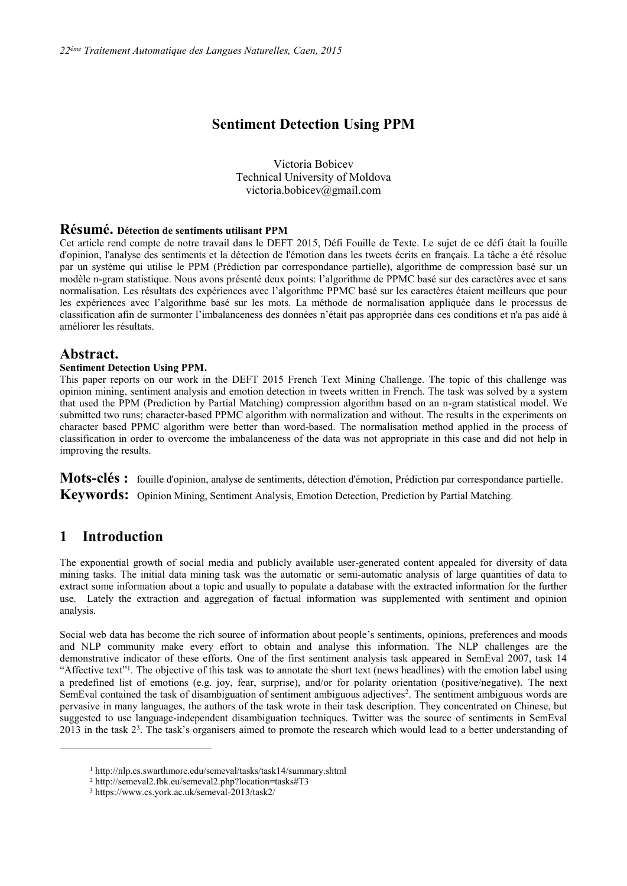# Sentiment Detection Using PPM

Victoria Bobicev
Technical University of Moldova
victoria.bobicev@gmail.com

## Résumé. **Détection de sentiments utilisant PPM**

Cet article rend compte de notre travail dans le DEFT 2015, Défi Fouille de Texte. Le sujet de ce défi était la fouille d'opinion, l'analyse des sentiments et la détection de l'émotion dans les tweets écrits en français. La tâche a été résolue par un système qui utilise le PPM (Prédiction par correspondance partielle), algorithme de compression basé sur un modèle n-gram statistique. Nous avons présenté deux points: l'algorithme de PPMC basé sur des caractères avec et sans normalisation. Les résultats des expériences avec l'algorithme PPMC basé sur les caractères étaient meilleurs que pour les expériences avec l'algorithme basé sur les mots. La méthode de normalisation appliquée dans le processus de classification afin de surmonter l'imbalanceness des données n'était pas appropriée dans ces conditions et n'a pas aidé à améliorer les résultats.

## Abstract.

**Sentiment Detection Using PPM.**

This paper reports on our work in the DEFT 2015 French Text Mining Challenge. The topic of this challenge was opinion mining, sentiment analysis and emotion detection in tweets written in French. The task was solved by a system that used the PPM (Prediction by Partial Matching) compression algorithm based on an n-gram statistical model. We submitted two runs; character-based PPMC algorithm with normalization and without. The results in the experiments on character based PPMC algorithm were better than word-based. The normalisation method applied in the process of classification in order to overcome the imbalanceness of the data was not appropriate in this case and did not help in improving the results.

**Mots-clés :** fouille d'opinion, analyse de sentiments, détection d'émotion, Prédiction par correspondance partielle.

**Keywords:** Opinion Mining, Sentiment Analysis, Emotion Detection, Prediction by Partial Matching.

## 1 Introduction

The exponential growth of social media and publicly available user-generated content appealed for diversity of data mining tasks. The initial data mining task was the automatic or semi-automatic analysis of large quantities of data to extract some information about a topic and usually to populate a database with the extracted information for the further use. Lately the extraction and aggregation of factual information was supplemented with sentiment and opinion analysis.

Social web data has become the rich source of information about people's sentiments, opinions, preferences and moods and NLP community make every effort to obtain and analyse this information. The NLP challenges are the demonstrative indicator of these efforts. One of the first sentiment analysis task appeared in SemEval 2007, task 14 "Affective text"[1]. The objective of this task was to annotate the short text (news headlines) with the emotion label using a predefined list of emotions (e.g. joy, fear, surprise), and/or for polarity orientation (positive/negative). The next SemEval contained the task of disambiguation of sentiment ambiguous adjectives[2]. The sentiment ambiguous words are pervasive in many languages, the authors of the task wrote in their task description. They concentrated on Chinese, but suggested to use language-independent disambiguation techniques. Twitter was the source of sentiments in SemEval 2013 in the task 2[3]. The task's organisers aimed to promote the research which would lead to a better understanding of

---

[1] http://nlp.cs.swarthmore.edu/semeval/tasks/task14/summary.shtml

[2] http://semeval2.fbk.eu/semeval2.php?location=tasks#T3

[3] https://www.cs.york.ac.uk/semeval-2013/task2/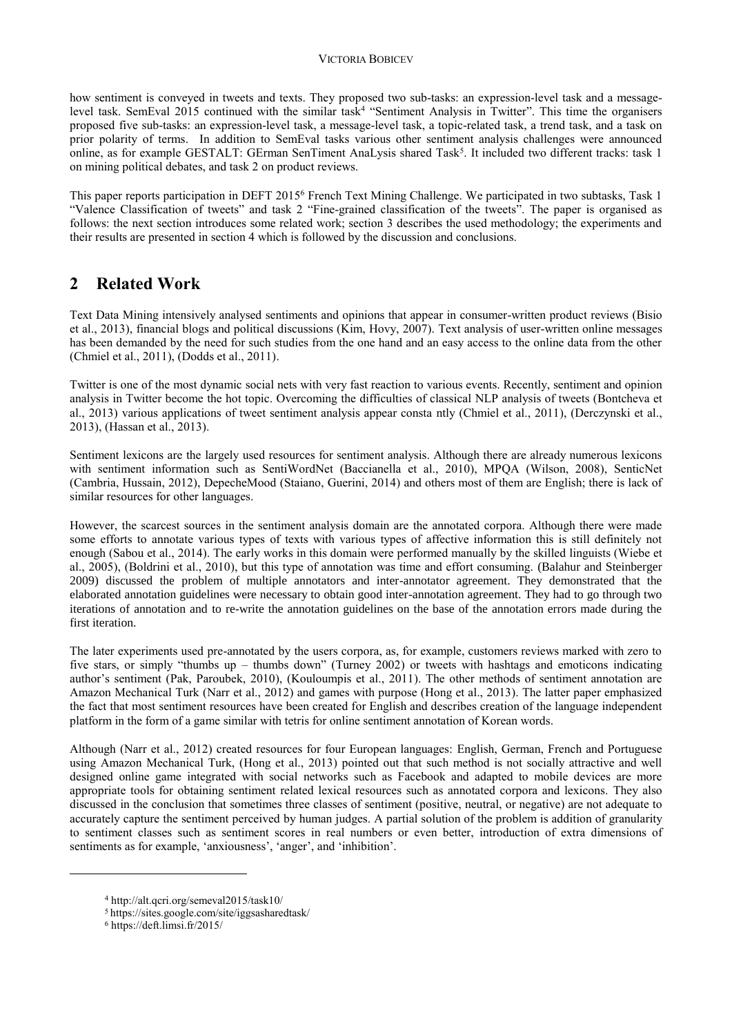how sentiment is conveyed in tweets and texts. They proposed two sub-tasks: an expression-level task and a message-level task. SemEval 2015 continued with the similar task[4] "Sentiment Analysis in Twitter". This time the organisers proposed five sub-tasks: an expression-level task, a message-level task, a topic-related task, a trend task, and a task on prior polarity of terms. In addition to SemEval tasks various other sentiment analysis challenges were announced online, as for example GESTALT: GErman SenTiment AnaLysis shared Task[5]. It included two different tracks: task 1 on mining political debates, and task 2 on product reviews.

This paper reports participation in DEFT 2015[6] French Text Mining Challenge. We participated in two subtasks, Task 1 "Valence Classification of tweets" and task 2 "Fine-grained classification of the tweets". The paper is organised as follows: the next section introduces some related work; section 3 describes the used methodology; the experiments and their results are presented in section 4 which is followed by the discussion and conclusions.

## 2 Related Work

Text Data Mining intensively analysed sentiments and opinions that appear in consumer-written product reviews (Bisio et al., 2013), financial blogs and political discussions (Kim, Hovy, 2007). Text analysis of user-written online messages has been demanded by the need for such studies from the one hand and an easy access to the online data from the other (Chmiel et al., 2011), (Dodds et al., 2011).

Twitter is one of the most dynamic social nets with very fast reaction to various events. Recently, sentiment and opinion analysis in Twitter become the hot topic. Overcoming the difficulties of classical NLP analysis of tweets (Bontcheva et al., 2013) various applications of tweet sentiment analysis appear consta ntly (Chmiel et al., 2011), (Derczynski et al., 2013), (Hassan et al., 2013).

Sentiment lexicons are the largely used resources for sentiment analysis. Although there are already numerous lexicons with sentiment information such as SentiWordNet (Baccianella et al., 2010), MPQA (Wilson, 2008), SenticNet (Cambria, Hussain, 2012), DepecheMood (Staiano, Guerini, 2014) and others most of them are English; there is lack of similar resources for other languages.

However, the scarcest sources in the sentiment analysis domain are the annotated corpora. Although there were made some efforts to annotate various types of texts with various types of affective information this is still definitely not enough (Sabou et al., 2014). The early works in this domain were performed manually by the skilled linguists (Wiebe et al., 2005), (Boldrini et al., 2010), but this type of annotation was time and effort consuming. (Balahur and Steinberger 2009) discussed the problem of multiple annotators and inter-annotator agreement. They demonstrated that the elaborated annotation guidelines were necessary to obtain good inter-annotation agreement. They had to go through two iterations of annotation and to re-write the annotation guidelines on the base of the annotation errors made during the first iteration.

The later experiments used pre-annotated by the users corpora, as, for example, customers reviews marked with zero to five stars, or simply "thumbs up – thumbs down" (Turney 2002) or tweets with hashtags and emoticons indicating author's sentiment (Pak, Paroubek, 2010), (Kouloumpis et al., 2011). The other methods of sentiment annotation are Amazon Mechanical Turk (Narr et al., 2012) and games with purpose (Hong et al., 2013). The latter paper emphasized the fact that most sentiment resources have been created for English and describes creation of the language independent platform in the form of a game similar with tetris for online sentiment annotation of Korean words.

Although (Narr et al., 2012) created resources for four European languages: English, German, French and Portuguese using Amazon Mechanical Turk, (Hong et al., 2013) pointed out that such method is not socially attractive and well designed online game integrated with social networks such as Facebook and adapted to mobile devices are more appropriate tools for obtaining sentiment related lexical resources such as annotated corpora and lexicons. They also discussed in the conclusion that sometimes three classes of sentiment (positive, neutral, or negative) are not adequate to accurately capture the sentiment perceived by human judges. A partial solution of the problem is addition of granularity to sentiment classes such as sentiment scores in real numbers or even better, introduction of extra dimensions of sentiments as for example, 'anxiousness', 'anger', and 'inhibition'.

[4] http://alt.qcri.org/semeval2015/task10/

[5] https://sites.google.com/site/iggsasharedtask/

[6] https://deft.limsi.fr/2015/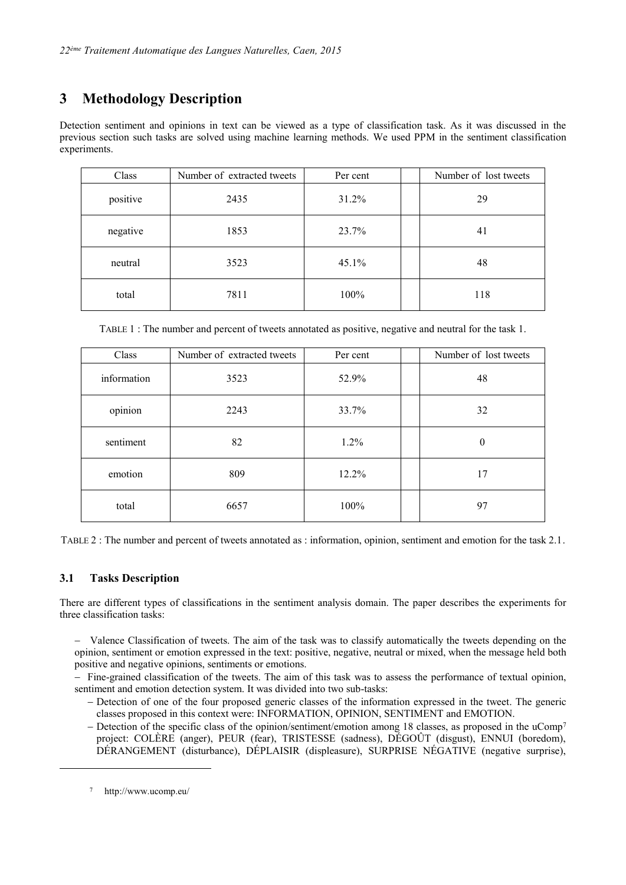# 3 Methodology Description

Detection sentiment and opinions in text can be viewed as a type of classification task. As it was discussed in the previous section such tasks are solved using machine learning methods. We used PPM in the sentiment classification experiments.

| Class | Number of extracted tweets | Per cent | | Number of lost tweets |
|---|---|---|---|---|
| positive | 2435 | 31.2% | | 29 |
| negative | 1853 | 23.7% | | 41 |
| neutral | 3523 | 45.1% | | 48 |
| total | 7811 | 100% | | 118 |

TABLE 1 : The number and percent of tweets annotated as positive, negative and neutral for the task 1.

| Class | Number of extracted tweets | Per cent | | Number of lost tweets |
|---|---|---|---|---|
| information | 3523 | 52.9% | | 48 |
| opinion | 2243 | 33.7% | | 32 |
| sentiment | 82 | 1.2% | | 0 |
| emotion | 809 | 12.2% | | 17 |
| total | 6657 | 100% | | 97 |

TABLE 2 : The number and percent of tweets annotated as : information, opinion, sentiment and emotion for the task 2.1.

## 3.1 Tasks Description

There are different types of classifications in the sentiment analysis domain. The paper describes the experiments for three classification tasks:

- Valence Classification of tweets. The aim of the task was to classify automatically the tweets depending on the opinion, sentiment or emotion expressed in the text: positive, negative, neutral or mixed, when the message held both positive and negative opinions, sentiments or emotions.
- Fine-grained classification of the tweets. The aim of this task was to assess the performance of textual opinion, sentiment and emotion detection system. It was divided into two sub-tasks:
  - Detection of one of the four proposed generic classes of the information expressed in the tweet. The generic classes proposed in this context were: INFORMATION, OPINION, SENTIMENT and EMOTION.
  - Detection of the specific class of the opinion/sentiment/emotion among 18 classes, as proposed in the uComp[7] project: COLÈRE (anger), PEUR (fear), TRISTESSE (sadness), DÉGOÛT (disgust), ENNUI (boredom), DÉRANGEMENT (disturbance), DÉPLAISIR (displeasure), SURPRISE NÉGATIVE (negative surprise),

[7] http://www.ucomp.eu/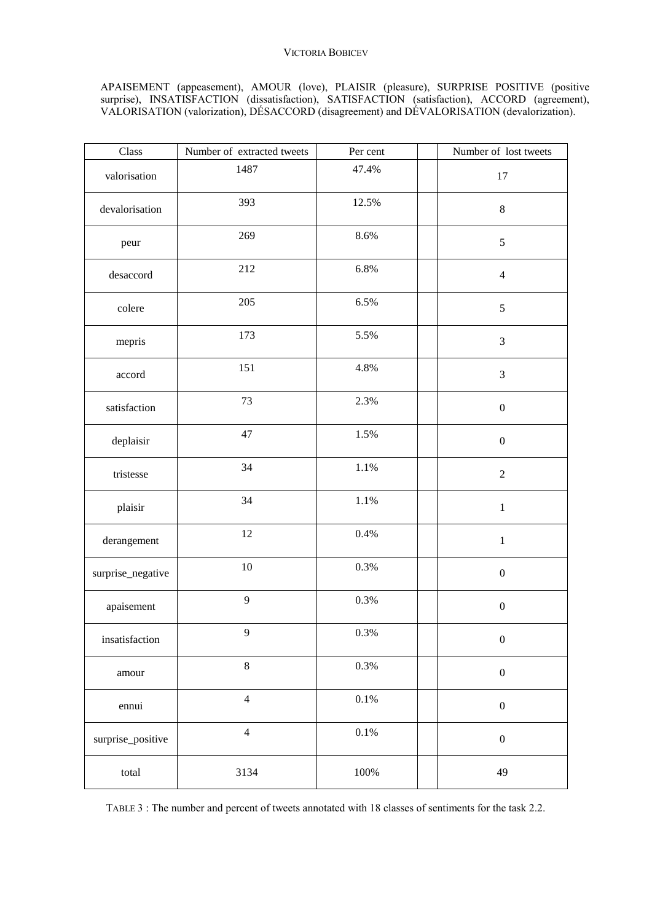APAISEMENT (appeasement), AMOUR (love), PLAISIR (pleasure), SURPRISE POSITIVE (positive surprise), INSATISFACTION (dissatisfaction), SATISFACTION (satisfaction), ACCORD (agreement), VALORISATION (valorization), DÉSACCORD (disagreement) and DÉVALORISATION (devalorization).

| Class | Number of extracted tweets | Per cent | | Number of lost tweets |
|---|---|---|---|---|
| valorisation | 1487 | 47.4% | | 17 |
| devalorisation | 393 | 12.5% | | 8 |
| peur | 269 | 8.6% | | 5 |
| desaccord | 212 | 6.8% | | 4 |
| colere | 205 | 6.5% | | 5 |
| mepris | 173 | 5.5% | | 3 |
| accord | 151 | 4.8% | | 3 |
| satisfaction | 73 | 2.3% | | 0 |
| deplaisir | 47 | 1.5% | | 0 |
| tristesse | 34 | 1.1% | | 2 |
| plaisir | 34 | 1.1% | | 1 |
| derangement | 12 | 0.4% | | 1 |
| surprise_negative | 10 | 0.3% | | 0 |
| apaisement | 9 | 0.3% | | 0 |
| insatisfaction | 9 | 0.3% | | 0 |
| amour | 8 | 0.3% | | 0 |
| ennui | 4 | 0.1% | | 0 |
| surprise_positive | 4 | 0.1% | | 0 |
| total | 3134 | 100% | | 49 |

TABLE 3 : The number and percent of tweets annotated with 18 classes of sentiments for the task 2.2.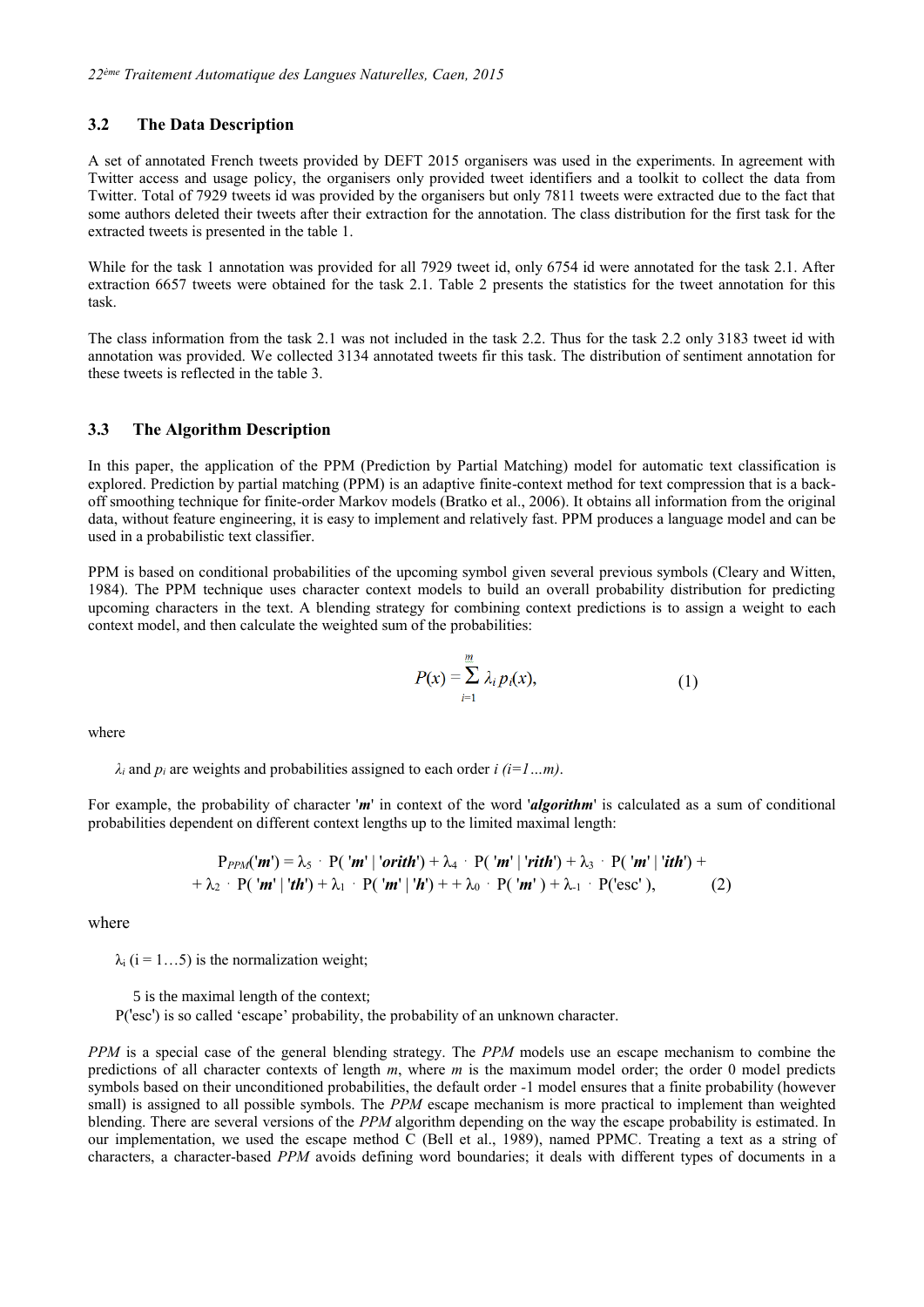## 3.2 The Data Description

A set of annotated French tweets provided by DEFT 2015 organisers was used in the experiments. In agreement with Twitter access and usage policy, the organisers only provided tweet identifiers and a toolkit to collect the data from Twitter. Total of 7929 tweets id was provided by the organisers but only 7811 tweets were extracted due to the fact that some authors deleted their tweets after their extraction for the annotation. The class distribution for the first task for the extracted tweets is presented in the table 1.

While for the task 1 annotation was provided for all 7929 tweet id, only 6754 id were annotated for the task 2.1. After extraction 6657 tweets were obtained for the task 2.1. Table 2 presents the statistics for the tweet annotation for this task.

The class information from the task 2.1 was not included in the task 2.2. Thus for the task 2.2 only 3183 tweet id with annotation was provided. We collected 3134 annotated tweets fir this task. The distribution of sentiment annotation for these tweets is reflected in the table 3.

## 3.3 The Algorithm Description

In this paper, the application of the PPM (Prediction by Partial Matching) model for automatic text classification is explored. Prediction by partial matching (PPM) is an adaptive finite-context method for text compression that is a back-off smoothing technique for finite-order Markov models (Bratko et al., 2006). It obtains all information from the original data, without feature engineering, it is easy to implement and relatively fast. PPM produces a language model and can be used in a probabilistic text classifier.

PPM is based on conditional probabilities of the upcoming symbol given several previous symbols (Cleary and Witten, 1984). The PPM technique uses character context models to build an overall probability distribution for predicting upcoming characters in the text. A blending strategy for combining context predictions is to assign a weight to each context model, and then calculate the weighted sum of the probabilities:

$$P(x) = \sum_{i=1}^{m} \lambda_i \, p_i(x), \qquad (1)$$

where

$\lambda_i$ and $p_i$ are weights and probabilities assigned to each order $i$ $(i=1...m)$.

For example, the probability of character '***m***' in context of the word '***algorithm***' is calculated as a sum of conditional probabilities dependent on different context lengths up to the limited maximal length:

$$P_{PPM}(\text{'}\boldsymbol{m}\text{'}) = \lambda_5 \cdot P(\text{'}\boldsymbol{m}\text{'} \mid \text{'}\boldsymbol{orith}\text{'}) + \lambda_4 \cdot P(\text{'}\boldsymbol{m}\text{'} \mid \text{'}\boldsymbol{rith}\text{'}) + \lambda_3 \cdot P(\text{'}\boldsymbol{m}\text{'} \mid \text{'}\boldsymbol{ith}\text{'}) + $$
$$+ \lambda_2 \cdot P(\text{'}\boldsymbol{m}\text{'} \mid \text{'}\boldsymbol{th}\text{'}) + \lambda_1 \cdot P(\text{'}\boldsymbol{m}\text{'} \mid \text{'}\boldsymbol{h}\text{'}) + + \lambda_0 \cdot P(\text{'}\boldsymbol{m}\text{'}) + \lambda_{-1} \cdot P(\text{'esc'}), \qquad (2)$$

where

$\lambda_i$ (i = 1…5) is the normalization weight;

5 is the maximal length of the context;

P('esc') is so called 'escape' probability, the probability of an unknown character.

*PPM* is a special case of the general blending strategy. The *PPM* models use an escape mechanism to combine the predictions of all character contexts of length *m*, where *m* is the maximum model order; the order 0 model predicts symbols based on their unconditioned probabilities, the default order -1 model ensures that a finite probability (however small) is assigned to all possible symbols. The *PPM* escape mechanism is more practical to implement than weighted blending. There are several versions of the *PPM* algorithm depending on the way the escape probability is estimated. In our implementation, we used the escape method C (Bell et al., 1989), named PPMC. Treating a text as a string of characters, a character-based *PPM* avoids defining word boundaries; it deals with different types of documents in a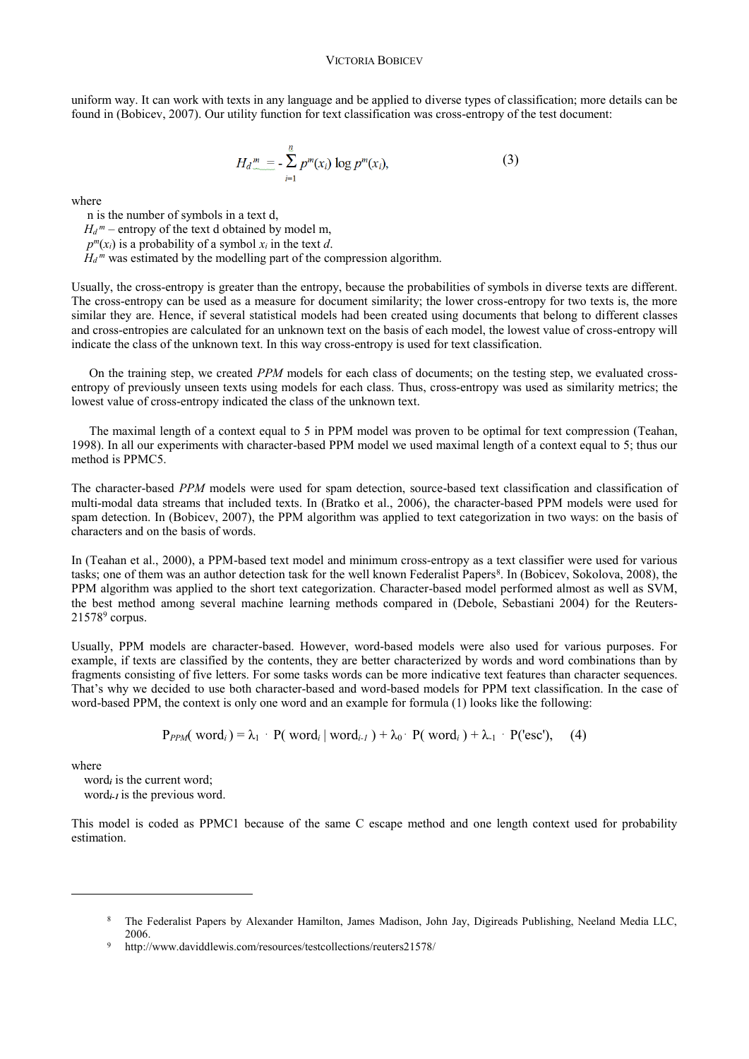uniform way. It can work with texts in any language and be applied to diverse types of classification; more details can be found in (Bobicev, 2007). Our utility function for text classification was cross-entropy of the test document:

$$H_d^{\ m} = - \sum_{i=1}^{n} p^m(x_i) \log p^m(x_i), \qquad (3)$$

where

n is the number of symbols in a text d,

$H_d^{\ m}$ – entropy of the text d obtained by model m,

$p^m(x_i)$ is a probability of a symbol $x_i$ in the text *d*.

$H_d^{\ m}$ was estimated by the modelling part of the compression algorithm.

Usually, the cross-entropy is greater than the entropy, because the probabilities of symbols in diverse texts are different. The cross-entropy can be used as a measure for document similarity; the lower cross-entropy for two texts is, the more similar they are. Hence, if several statistical models had been created using documents that belong to different classes and cross-entropies are calculated for an unknown text on the basis of each model, the lowest value of cross-entropy will indicate the class of the unknown text. In this way cross-entropy is used for text classification.

On the training step, we created *PPM* models for each class of documents; on the testing step, we evaluated cross-entropy of previously unseen texts using models for each class. Thus, cross-entropy was used as similarity metrics; the lowest value of cross-entropy indicated the class of the unknown text.

The maximal length of a context equal to 5 in PPM model was proven to be optimal for text compression (Teahan, 1998). In all our experiments with character-based PPM model we used maximal length of a context equal to 5; thus our method is PPMC5.

The character-based *PPM* models were used for spam detection, source-based text classification and classification of multi-modal data streams that included texts. In (Bratko et al., 2006), the character-based PPM models were used for spam detection. In (Bobicev, 2007), the PPM algorithm was applied to text categorization in two ways: on the basis of characters and on the basis of words.

In (Teahan et al., 2000), a PPM-based text model and minimum cross-entropy as a text classifier were used for various tasks; one of them was an author detection task for the well known Federalist Papers[8]. In (Bobicev, Sokolova, 2008), the PPM algorithm was applied to the short text categorization. Character-based model performed almost as well as SVM, the best method among several machine learning methods compared in (Debole, Sebastiani 2004) for the Reuters-21578[9] corpus.

Usually, PPM models are character-based. However, word-based models were also used for various purposes. For example, if texts are classified by the contents, they are better characterized by words and word combinations than by fragments consisting of five letters. For some tasks words can be more indicative text features than character sequences. That's why we decided to use both character-based and word-based models for PPM text classification. In the case of word-based PPM, the context is only one word and an example for formula (1) looks like the following:

$$P_{PPM}(\text{word}_i) = \lambda_1 \cdot P(\text{word}_i \mid \text{word}_{i-1}) + \lambda_0 \cdot P(\text{word}_i) + \lambda_{-1} \cdot P(\text{'esc'}), \qquad (4)$$

where

$\text{word}_i$ is the current word;

$\text{word}_{i-1}$ is the previous word.

This model is coded as PPMC1 because of the same C escape method and one length context used for probability estimation.

---

[8] The Federalist Papers by Alexander Hamilton, James Madison, John Jay, Digireads Publishing, Neeland Media LLC, 2006.

[9] http://www.daviddlewis.com/resources/testcollections/reuters21578/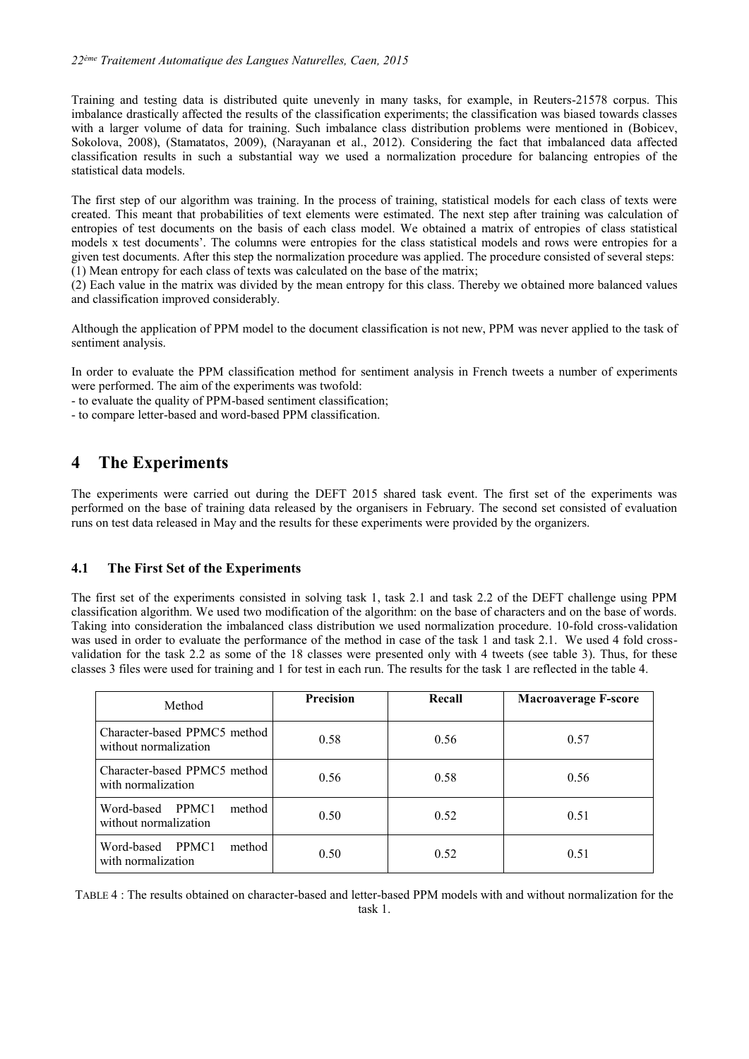Training and testing data is distributed quite unevenly in many tasks, for example, in Reuters-21578 corpus. This imbalance drastically affected the results of the classification experiments; the classification was biased towards classes with a larger volume of data for training. Such imbalance class distribution problems were mentioned in (Bobicev, Sokolova, 2008), (Stamatatos, 2009), (Narayanan et al., 2012). Considering the fact that imbalanced data affected classification results in such a substantial way we used a normalization procedure for balancing entropies of the statistical data models.

The first step of our algorithm was training. In the process of training, statistical models for each class of texts were created. This meant that probabilities of text elements were estimated. The next step after training was calculation of entropies of test documents on the basis of each class model. We obtained a matrix of entropies of class statistical models x test documents'. The columns were entropies for the class statistical models and rows were entropies for a given test documents. After this step the normalization procedure was applied. The procedure consisted of several steps:
(1) Mean entropy for each class of texts was calculated on the base of the matrix;
(2) Each value in the matrix was divided by the mean entropy for this class. Thereby we obtained more balanced values and classification improved considerably.

Although the application of PPM model to the document classification is not new, PPM was never applied to the task of sentiment analysis.

In order to evaluate the PPM classification method for sentiment analysis in French tweets a number of experiments were performed. The aim of the experiments was twofold:
- to evaluate the quality of PPM-based sentiment classification;
- to compare letter-based and word-based PPM classification.

# 4 The Experiments

The experiments were carried out during the DEFT 2015 shared task event. The first set of the experiments was performed on the base of training data released by the organisers in February. The second set consisted of evaluation runs on test data released in May and the results for these experiments were provided by the organizers.

## 4.1 The First Set of the Experiments

The first set of the experiments consisted in solving task 1, task 2.1 and task 2.2 of the DEFT challenge using PPM classification algorithm. We used two modification of the algorithm: on the base of characters and on the base of words. Taking into consideration the imbalanced class distribution we used normalization procedure. 10-fold cross-validation was used in order to evaluate the performance of the method in case of the task 1 and task 2.1. We used 4 fold cross-validation for the task 2.2 as some of the 18 classes were presented only with 4 tweets (see table 3). Thus, for these classes 3 files were used for training and 1 for test in each run. The results for the task 1 are reflected in the table 4.

| Method | Precision | Recall | Macroaverage F-score |
|---|---|---|---|
| Character-based PPMC5 method without normalization | 0.58 | 0.56 | 0.57 |
| Character-based PPMC5 method with normalization | 0.56 | 0.58 | 0.56 |
| Word-based PPMC1 method without normalization | 0.50 | 0.52 | 0.51 |
| Word-based PPMC1 method with normalization | 0.50 | 0.52 | 0.51 |

TABLE 4 : The results obtained on character-based and letter-based PPM models with and without normalization for the task 1.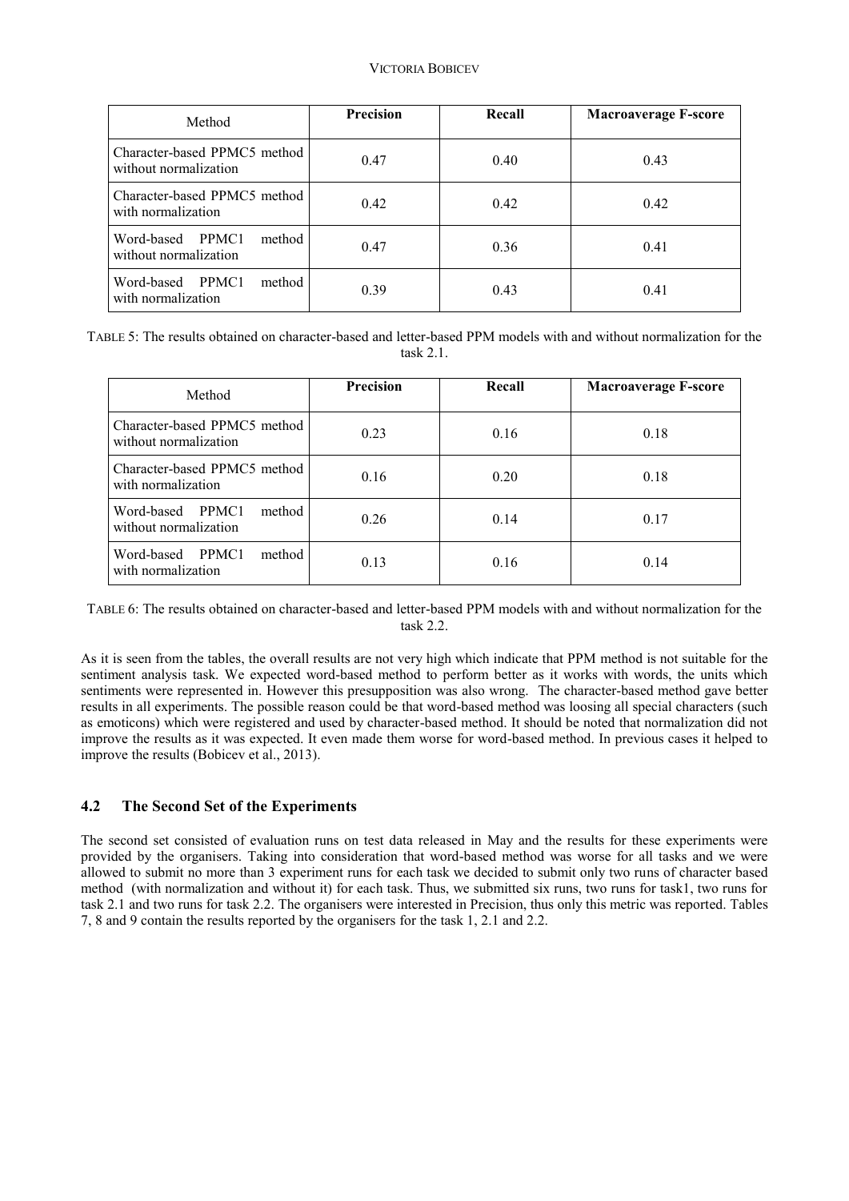| Method | **Precision** | **Recall** | **Macroaverage F-score** |
|---|---|---|---|
| Character-based PPMC5 method without normalization | 0.47 | 0.40 | 0.43 |
| Character-based PPMC5 method with normalization | 0.42 | 0.42 | 0.42 |
| Word-based PPMC1 method without normalization | 0.47 | 0.36 | 0.41 |
| Word-based PPMC1 method with normalization | 0.39 | 0.43 | 0.41 |

TABLE 5: The results obtained on character-based and letter-based PPM models with and without normalization for the task 2.1.

| Method | **Precision** | **Recall** | **Macroaverage F-score** |
|---|---|---|---|
| Character-based PPMC5 method without normalization | 0.23 | 0.16 | 0.18 |
| Character-based PPMC5 method with normalization | 0.16 | 0.20 | 0.18 |
| Word-based PPMC1 method without normalization | 0.26 | 0.14 | 0.17 |
| Word-based PPMC1 method with normalization | 0.13 | 0.16 | 0.14 |

TABLE 6: The results obtained on character-based and letter-based PPM models with and without normalization for the task 2.2.

As it is seen from the tables, the overall results are not very high which indicate that PPM method is not suitable for the sentiment analysis task. We expected word-based method to perform better as it works with words, the units which sentiments were represented in. However this presupposition was also wrong. The character-based method gave better results in all experiments. The possible reason could be that word-based method was loosing all special characters (such as emoticons) which were registered and used by character-based method. It should be noted that normalization did not improve the results as it was expected. It even made them worse for word-based method. In previous cases it helped to improve the results (Bobicev et al., 2013).

### 4.2 The Second Set of the Experiments

The second set consisted of evaluation runs on test data released in May and the results for these experiments were provided by the organisers. Taking into consideration that word-based method was worse for all tasks and we were allowed to submit no more than 3 experiment runs for each task we decided to submit only two runs of character based method (with normalization and without it) for each task. Thus, we submitted six runs, two runs for task1, two runs for task 2.1 and two runs for task 2.2. The organisers were interested in Precision, thus only this metric was reported. Tables 7, 8 and 9 contain the results reported by the organisers for the task 1, 2.1 and 2.2.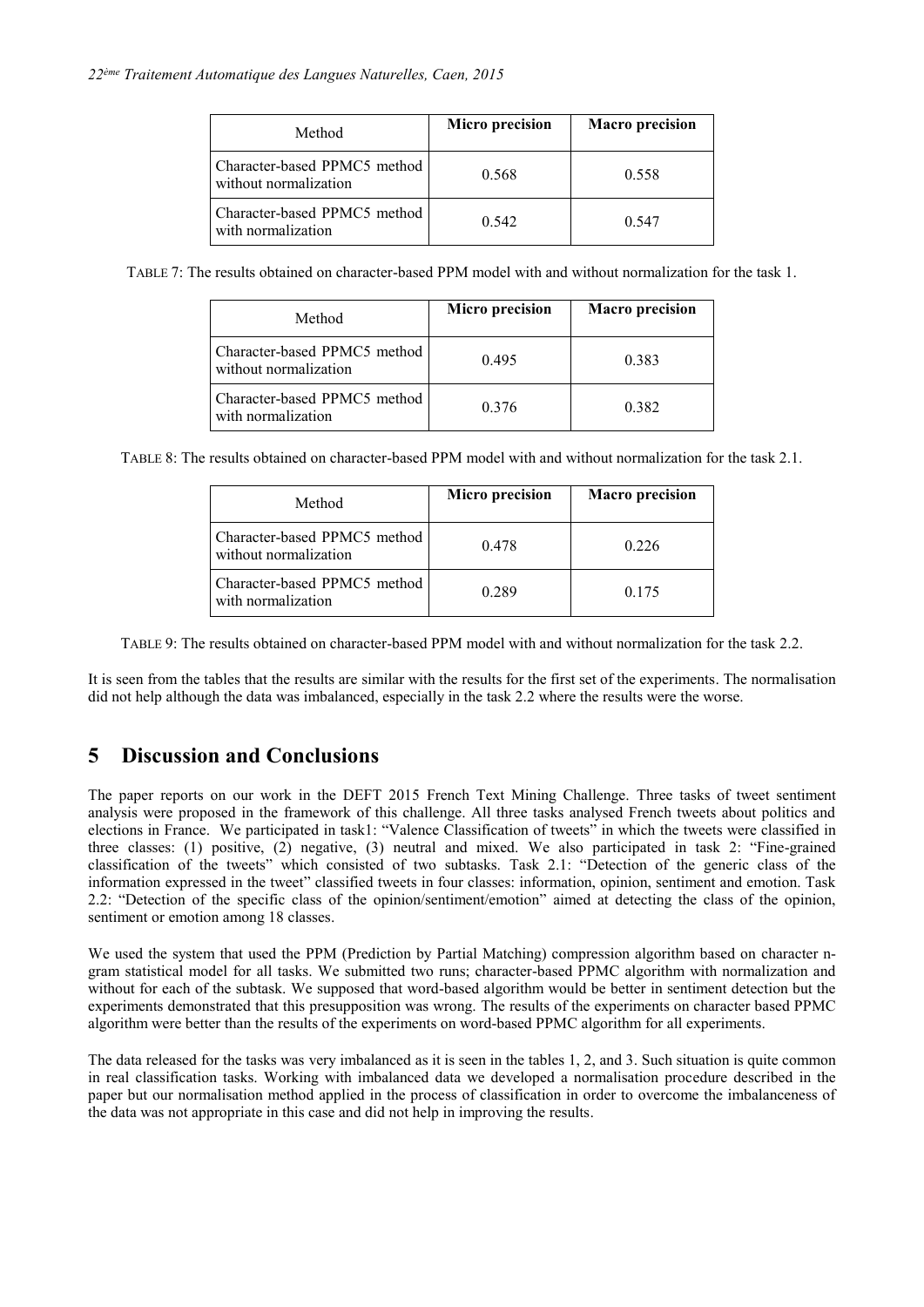| Method | **Micro precision** | **Macro precision** |
|---|---|---|
| Character-based PPMC5 method without normalization | 0.568 | 0.558 |
| Character-based PPMC5 method with normalization | 0.542 | 0.547 |

TABLE 7: The results obtained on character-based PPM model with and without normalization for the task 1.

| Method | **Micro precision** | **Macro precision** |
|---|---|---|
| Character-based PPMC5 method without normalization | 0.495 | 0.383 |
| Character-based PPMC5 method with normalization | 0.376 | 0.382 |

TABLE 8: The results obtained on character-based PPM model with and without normalization for the task 2.1.

| Method | **Micro precision** | **Macro precision** |
|---|---|---|
| Character-based PPMC5 method without normalization | 0.478 | 0.226 |
| Character-based PPMC5 method with normalization | 0.289 | 0.175 |

TABLE 9: The results obtained on character-based PPM model with and without normalization for the task 2.2.

It is seen from the tables that the results are similar with the results for the first set of the experiments. The normalisation did not help although the data was imbalanced, especially in the task 2.2 where the results were the worse.

# 5 Discussion and Conclusions

The paper reports on our work in the DEFT 2015 French Text Mining Challenge. Three tasks of tweet sentiment analysis were proposed in the framework of this challenge. All three tasks analysed French tweets about politics and elections in France. We participated in task1: "Valence Classification of tweets" in which the tweets were classified in three classes: (1) positive, (2) negative, (3) neutral and mixed. We also participated in task 2: "Fine-grained classification of the tweets" which consisted of two subtasks. Task 2.1: "Detection of the generic class of the information expressed in the tweet" classified tweets in four classes: information, opinion, sentiment and emotion. Task 2.2: "Detection of the specific class of the opinion/sentiment/emotion" aimed at detecting the class of the opinion, sentiment or emotion among 18 classes.

We used the system that used the PPM (Prediction by Partial Matching) compression algorithm based on character n-gram statistical model for all tasks. We submitted two runs; character-based PPMC algorithm with normalization and without for each of the subtask. We supposed that word-based algorithm would be better in sentiment detection but the experiments demonstrated that this presupposition was wrong. The results of the experiments on character based PPMC algorithm were better than the results of the experiments on word-based PPMC algorithm for all experiments.

The data released for the tasks was very imbalanced as it is seen in the tables 1, 2, and 3. Such situation is quite common in real classification tasks. Working with imbalanced data we developed a normalisation procedure described in the paper but our normalisation method applied in the process of classification in order to overcome the imbalanceness of the data was not appropriate in this case and did not help in improving the results.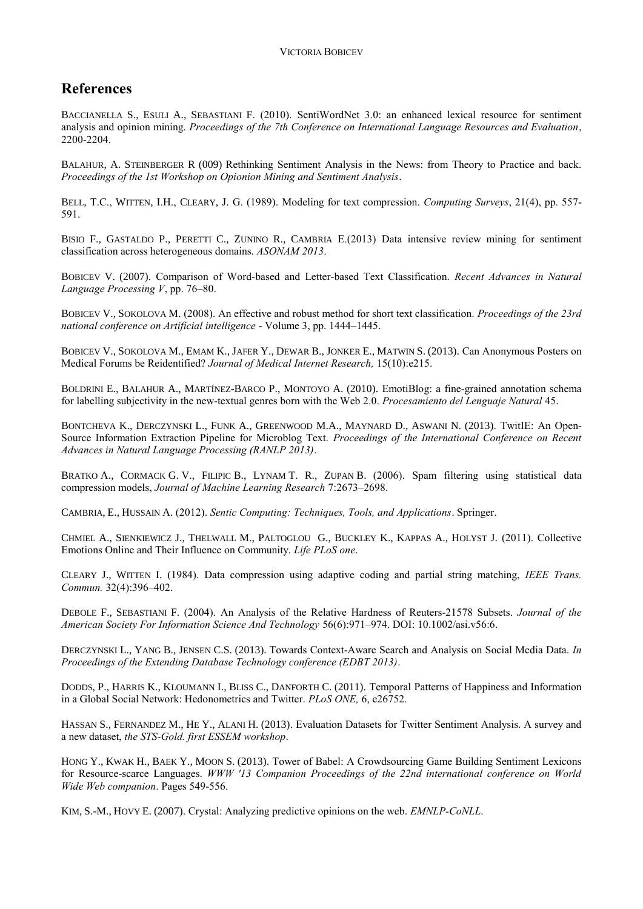## References

BACCIANELLA S., ESULI A., SEBASTIANI F. (2010). SentiWordNet 3.0: an enhanced lexical resource for sentiment analysis and opinion mining. *Proceedings of the 7th Conference on International Language Resources and Evaluation*, 2200-2204.

BALAHUR, A. STEINBERGER R (009) Rethinking Sentiment Analysis in the News: from Theory to Practice and back. *Proceedings of the 1st Workshop on Opionion Mining and Sentiment Analysis*.

BELL, T.C., WITTEN, I.H., CLEARY, J. G. (1989). Modeling for text compression. *Computing Surveys*, 21(4), pp. 557-591.

BISIO F., GASTALDO P., PERETTI C., ZUNINO R., CAMBRIA E.(2013) Data intensive review mining for sentiment classification across heterogeneous domains. *ASONAM 2013*.

BOBICEV V. (2007). Comparison of Word-based and Letter-based Text Classification. *Recent Advances in Natural Language Processing V*, pp. 76–80.

BOBICEV V., SOKOLOVA M. (2008). An effective and robust method for short text classification. *Proceedings of the 23rd national conference on Artificial intelligence* - Volume 3, pp. 1444–1445.

BOBICEV V., SOKOLOVA M., EMAM K., JAFER Y., DEWAR B., JONKER E., MATWIN S. (2013). Can Anonymous Posters on Medical Forums be Reidentified? *Journal of Medical Internet Research,* 15(10):e215.

BOLDRINI E., BALAHUR A., MARTÍNEZ-BARCO P., MONTOYO A. (2010). EmotiBlog: a fine-grained annotation schema for labelling subjectivity in the new-textual genres born with the Web 2.0. *Procesamiento del Lenguaje Natural* 45.

BONTCHEVA K., DERCZYNSKI L., FUNK A., GREENWOOD M.A., MAYNARD D., ASWANI N. (2013). TwitIE: An Open-Source Information Extraction Pipeline for Microblog Text. *Proceedings of the International Conference on Recent Advances in Natural Language Processing (RANLP 2013)*.

BRATKO A., CORMACK G. V., FILIPIC B., LYNAM T. R., ZUPAN B. (2006). Spam filtering using statistical data compression models, *Journal of Machine Learning Research* 7:2673–2698.

CAMBRIA, E., HUSSAIN A. (2012). *Sentic Computing: Techniques, Tools, and Applications*. Springer.

CHMIEL A., SIENKIEWICZ J., THELWALL M., PALTOGLOU G., BUCKLEY K., KAPPAS A., HOLYST J. (2011). Collective Emotions Online and Their Influence on Community. *Life PLoS one*.

CLEARY J., WITTEN I. (1984). Data compression using adaptive coding and partial string matching, *IEEE Trans. Commun.* 32(4):396–402.

DEBOLE F., SEBASTIANI F. (2004). An Analysis of the Relative Hardness of Reuters-21578 Subsets. *Journal of the American Society For Information Science And Technology* 56(6):971–974. DOI: 10.1002/asi.v56:6.

DERCZYNSKI L., YANG B., JENSEN C.S. (2013). Towards Context-Aware Search and Analysis on Social Media Data. *In Proceedings of the Extending Database Technology conference (EDBT 2013)*.

DODDS, P., HARRIS K., KLOUMANN I., BLISS C., DANFORTH C. (2011). Temporal Patterns of Happiness and Information in a Global Social Network: Hedonometrics and Twitter. *PLoS ONE,* 6, e26752.

HASSAN S., FERNANDEZ M., HE Y., ALANI H. (2013). Evaluation Datasets for Twitter Sentiment Analysis. A survey and a new dataset, *the STS-Gold. first ESSEM workshop*.

HONG Y., KWAK H., BAEK Y., MOON S. (2013). Tower of Babel: A Crowdsourcing Game Building Sentiment Lexicons for Resource-scarce Languages. *WWW '13 Companion Proceedings of the 22nd international conference on World Wide Web companion*. Pages 549-556.

KIM, S.-M., HOVY E. (2007). Crystal: Analyzing predictive opinions on the web. *EMNLP-CoNLL*.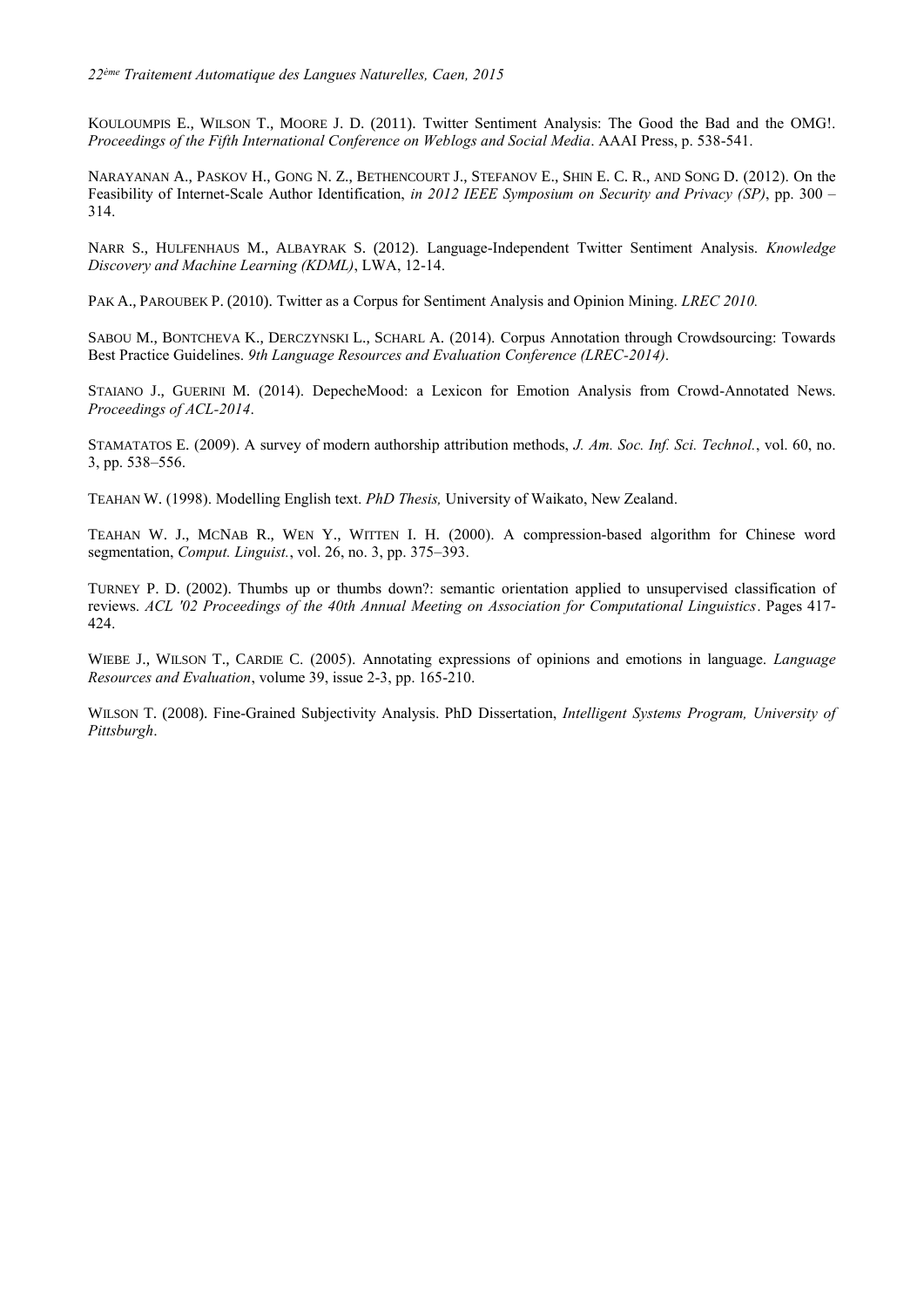KOULOUMPIS E., WILSON T., MOORE J. D. (2011). Twitter Sentiment Analysis: The Good the Bad and the OMG!. *Proceedings of the Fifth International Conference on Weblogs and Social Media*. AAAI Press, p. 538-541.

NARAYANAN A., PASKOV H., GONG N. Z., BETHENCOURT J., STEFANOV E., SHIN E. C. R., AND SONG D. (2012). On the Feasibility of Internet-Scale Author Identification, *in 2012 IEEE Symposium on Security and Privacy (SP)*, pp. 300 – 314.

NARR S., HULFENHAUS M., ALBAYRAK S. (2012). Language-Independent Twitter Sentiment Analysis. *Knowledge Discovery and Machine Learning (KDML)*, LWA, 12-14.

PAK A., PAROUBEK P. (2010). Twitter as a Corpus for Sentiment Analysis and Opinion Mining. *LREC 2010.*

SABOU M., BONTCHEVA K., DERCZYNSKI L., SCHARL A. (2014). Corpus Annotation through Crowdsourcing: Towards Best Practice Guidelines. *9th Language Resources and Evaluation Conference (LREC-2014)*.

STAIANO J., GUERINI M. (2014). DepecheMood: a Lexicon for Emotion Analysis from Crowd-Annotated News. *Proceedings of ACL-2014*.

STAMATATOS E. (2009). A survey of modern authorship attribution methods, *J. Am. Soc. Inf. Sci. Technol.*, vol. 60, no. 3, pp. 538–556.

TEAHAN W. (1998). Modelling English text. *PhD Thesis,* University of Waikato, New Zealand.

TEAHAN W. J., MCNAB R., WEN Y., WITTEN I. H. (2000). A compression-based algorithm for Chinese word segmentation, *Comput. Linguist.*, vol. 26, no. 3, pp. 375–393.

TURNEY P. D. (2002). Thumbs up or thumbs down?: semantic orientation applied to unsupervised classification of reviews. *ACL '02 Proceedings of the 40th Annual Meeting on Association for Computational Linguistics*. Pages 417-424.

WIEBE J., WILSON T., CARDIE C. (2005). Annotating expressions of opinions and emotions in language. *Language Resources and Evaluation*, volume 39, issue 2-3, pp. 165-210.

WILSON T. (2008). Fine-Grained Subjectivity Analysis. PhD Dissertation, *Intelligent Systems Program, University of Pittsburgh*.